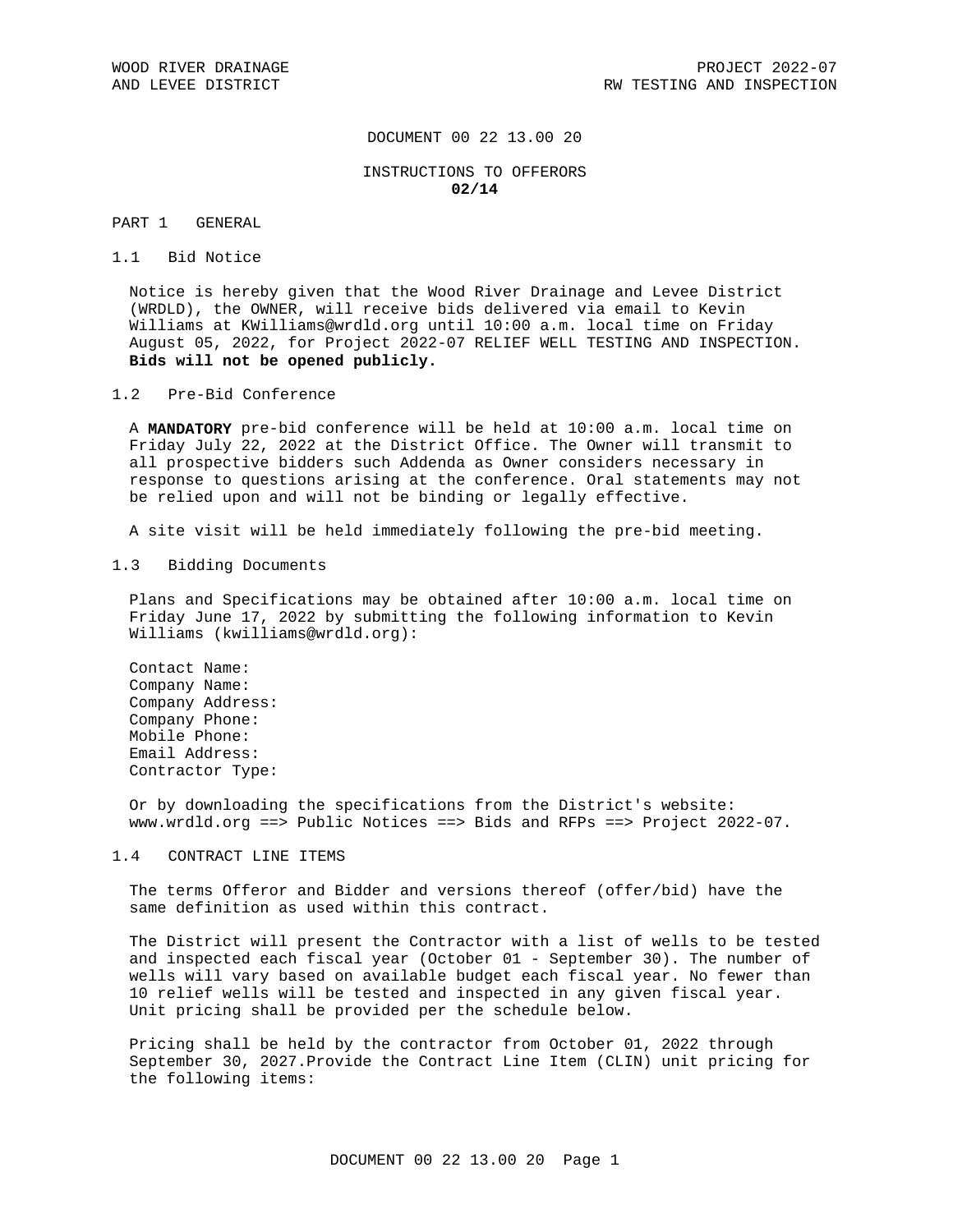# DOCUMENT 00 22 13.00 20

## INSTRUCTIONS TO OFFERORS

**02/14**

## PART 1 GENERAL

### 1.1 Bid Notice

Notice is hereby given that the Wood River Drainage and Levee District (WRDLD), the OWNER, will receive bids delivered via email to Kevin Williams at KWilliams@wrdld.org until 10:00 a.m. local time on Friday August 05, 2022, for Project 2022-07 RELIEF WELL TESTING AND INSPECTION. **Bids will not be opened publicly.**

### 1.2 Pre-Bid Conference

A **MANDATORY** pre-bid conference will be held at 10:00 a.m. local time on Friday July 22, 2022 at the District Office. The Owner will transmit to all prospective bidders such Addenda as Owner considers necessary in response to questions arising at the conference. Oral statements may not be relied upon and will not be binding or legally effective.

A site visit will be held immediately following the pre-bid meeting.

### 1.3 Bidding Documents

Plans and Specifications may be obtained after 10:00 a.m. local time on Friday June 17, 2022 by submitting the following information to Kevin Williams (kwilliams@wrdld.org):

Contact Name:
Company Name:
Company Address:
Company Phone:
Mobile Phone:
Email Address:
Contractor Type:

Or by downloading the specifications from the District's website: www.wrdld.org ==> Public Notices ==> Bids and RFPs ==> Project 2022-07.

### 1.4 CONTRACT LINE ITEMS

The terms Offeror and Bidder and versions thereof (offer/bid) have the same definition as used within this contract.

The District will present the Contractor with a list of wells to be tested and inspected each fiscal year (October 01 - September 30). The number of wells will vary based on available budget each fiscal year. No fewer than 10 relief wells will be tested and inspected in any given fiscal year. Unit pricing shall be provided per the schedule below.

Pricing shall be held by the contractor from October 01, 2022 through September 30, 2027.Provide the Contract Line Item (CLIN) unit pricing for the following items: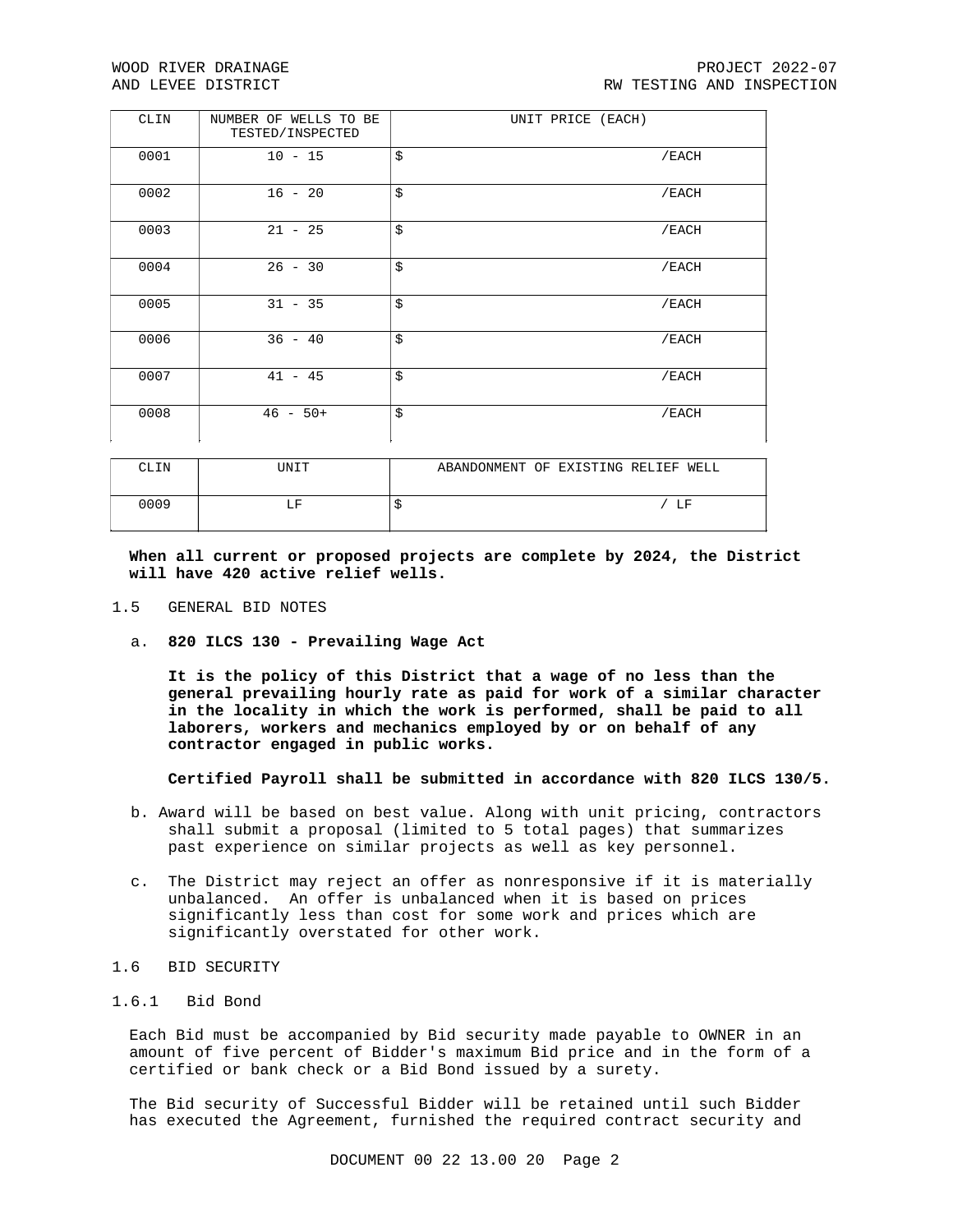| CLIN | NUMBER OF WELLS TO BE TESTED/INSPECTED | UNIT PRICE (EACH) |
|---|---|---|
| 0001 | 10 - 15 | $ /EACH |
| 0002 | 16 - 20 | $ /EACH |
| 0003 | 21 - 25 | $ /EACH |
| 0004 | 26 - 30 | $ /EACH |
| 0005 | 31 - 35 | $ /EACH |
| 0006 | 36 - 40 | $ /EACH |
| 0007 | 41 - 45 | $ /EACH |
| 0008 | 46 - 50+ | $ /EACH |

| CLIN | UNIT | ABANDONMENT OF EXISTING RELIEF WELL |
|---|---|---|
| 0009 | LF | $ / LF |

**When all current or proposed projects are complete by 2024, the District will have 420 active relief wells.**

## 1.5 GENERAL BID NOTES

a. **820 ILCS 130 - Prevailing Wage Act**

**It is the policy of this District that a wage of no less than the general prevailing hourly rate as paid for work of a similar character in the locality in which the work is performed, shall be paid to all laborers, workers and mechanics employed by or on behalf of any contractor engaged in public works.**

**Certified Payroll shall be submitted in accordance with 820 ILCS 130/5.**

b. Award will be based on best value. Along with unit pricing, contractors shall submit a proposal (limited to 5 total pages) that summarizes past experience on similar projects as well as key personnel.

c. The District may reject an offer as nonresponsive if it is materially unbalanced. An offer is unbalanced when it is based on prices significantly less than cost for some work and prices which are significantly overstated for other work.

## 1.6 BID SECURITY

### 1.6.1 Bid Bond

Each Bid must be accompanied by Bid security made payable to OWNER in an amount of five percent of Bidder's maximum Bid price and in the form of a certified or bank check or a Bid Bond issued by a surety.

The Bid security of Successful Bidder will be retained until such Bidder has executed the Agreement, furnished the required contract security and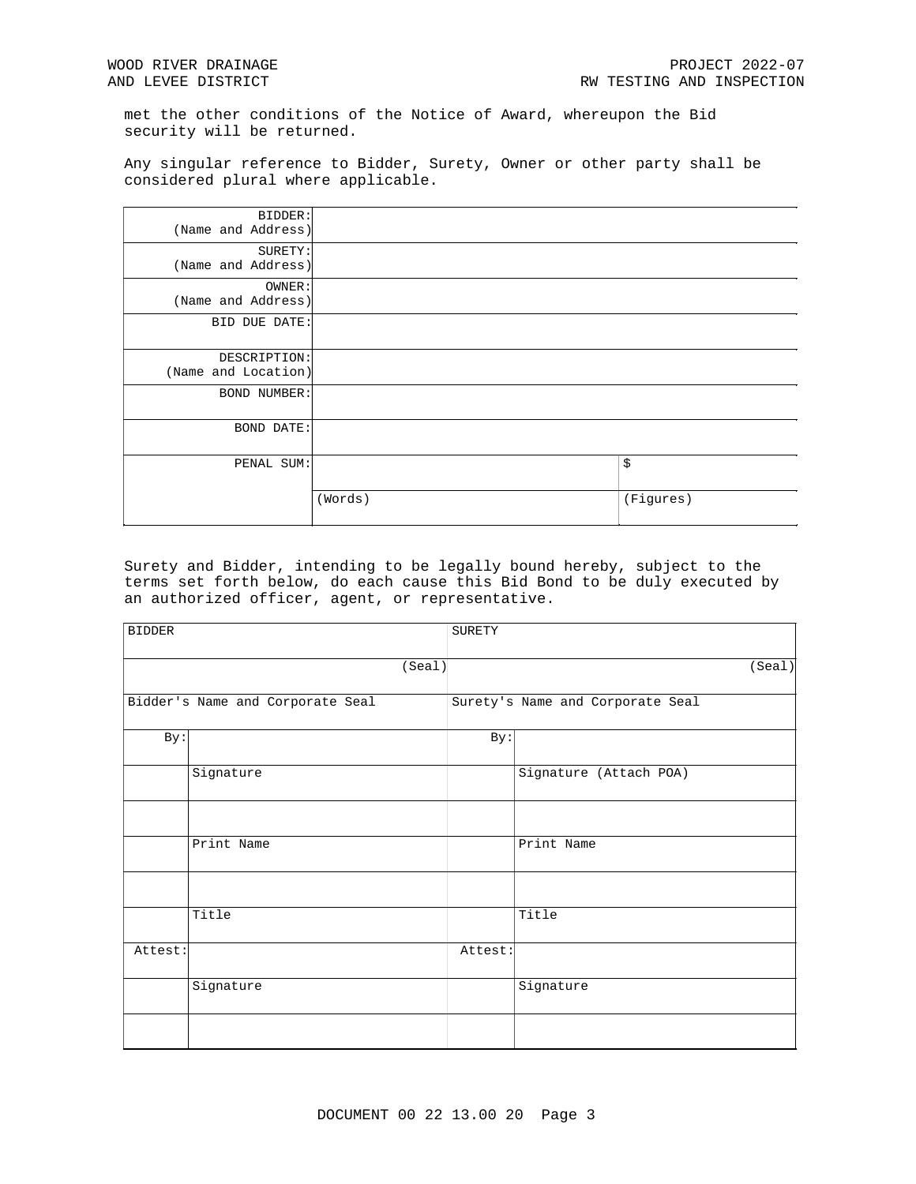met the other conditions of the Notice of Award, whereupon the Bid security will be returned.

Any singular reference to Bidder, Surety, Owner or other party shall be considered plural where applicable.

| | | |
|---|---|---|
| BIDDER: (Name and Address) | | |
| SURETY: (Name and Address) | | |
| OWNER: (Name and Address) | | |
| BID DUE DATE: | | |
| DESCRIPTION: (Name and Location) | | |
| BOND NUMBER: | | |
| BOND DATE: | | |
| PENAL SUM: | | $ |
| | (Words) | (Figures) |

Surety and Bidder, intending to be legally bound hereby, subject to the terms set forth below, do each cause this Bid Bond to be duly executed by an authorized officer, agent, or representative.

| BIDDER | | SURETY | |
|---|---|---|---|
| | (Seal) | | (Seal) |
| Bidder's Name and Corporate Seal | | Surety's Name and Corporate Seal | |
| By: | | By: | |
| | Signature | | Signature (Attach POA) |
| | | | |
| | Print Name | | Print Name |
| | | | |
| | Title | | Title |
| Attest: | | Attest: | |
| | Signature | | Signature |
| | | | |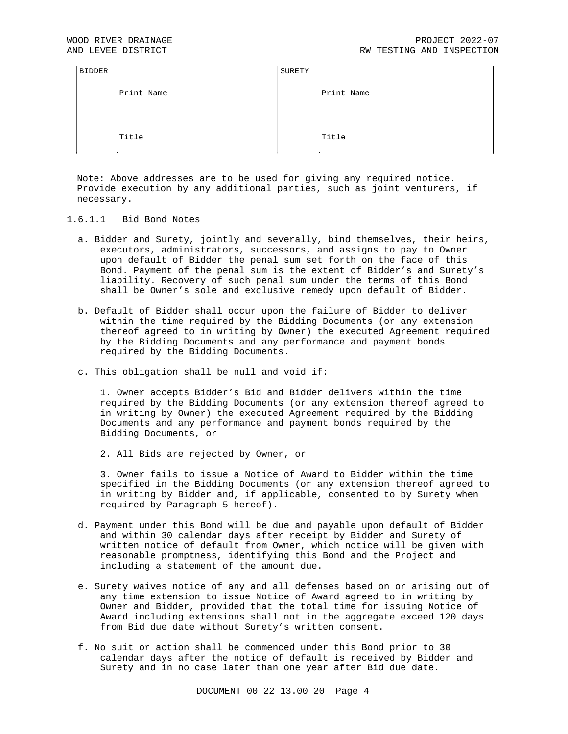| BIDDER | | SURETY | |
|---|---|---|---|
| | Print Name | | Print Name |
| | | | |
| | Title | | Title |

Note: Above addresses are to be used for giving any required notice. Provide execution by any additional parties, such as joint venturers, if necessary.

1.6.1.1 Bid Bond Notes

a. Bidder and Surety, jointly and severally, bind themselves, their heirs, executors, administrators, successors, and assigns to pay to Owner upon default of Bidder the penal sum set forth on the face of this Bond. Payment of the penal sum is the extent of Bidder's and Surety's liability. Recovery of such penal sum under the terms of this Bond shall be Owner's sole and exclusive remedy upon default of Bidder.

b. Default of Bidder shall occur upon the failure of Bidder to deliver within the time required by the Bidding Documents (or any extension thereof agreed to in writing by Owner) the executed Agreement required by the Bidding Documents and any performance and payment bonds required by the Bidding Documents.

c. This obligation shall be null and void if:

1. Owner accepts Bidder's Bid and Bidder delivers within the time required by the Bidding Documents (or any extension thereof agreed to in writing by Owner) the executed Agreement required by the Bidding Documents and any performance and payment bonds required by the Bidding Documents, or

2. All Bids are rejected by Owner, or

3. Owner fails to issue a Notice of Award to Bidder within the time specified in the Bidding Documents (or any extension thereof agreed to in writing by Bidder and, if applicable, consented to by Surety when required by Paragraph 5 hereof).

d. Payment under this Bond will be due and payable upon default of Bidder and within 30 calendar days after receipt by Bidder and Surety of written notice of default from Owner, which notice will be given with reasonable promptness, identifying this Bond and the Project and including a statement of the amount due.

e. Surety waives notice of any and all defenses based on or arising out of any time extension to issue Notice of Award agreed to in writing by Owner and Bidder, provided that the total time for issuing Notice of Award including extensions shall not in the aggregate exceed 120 days from Bid due date without Surety's written consent.

f. No suit or action shall be commenced under this Bond prior to 30 calendar days after the notice of default is received by Bidder and Surety and in no case later than one year after Bid due date.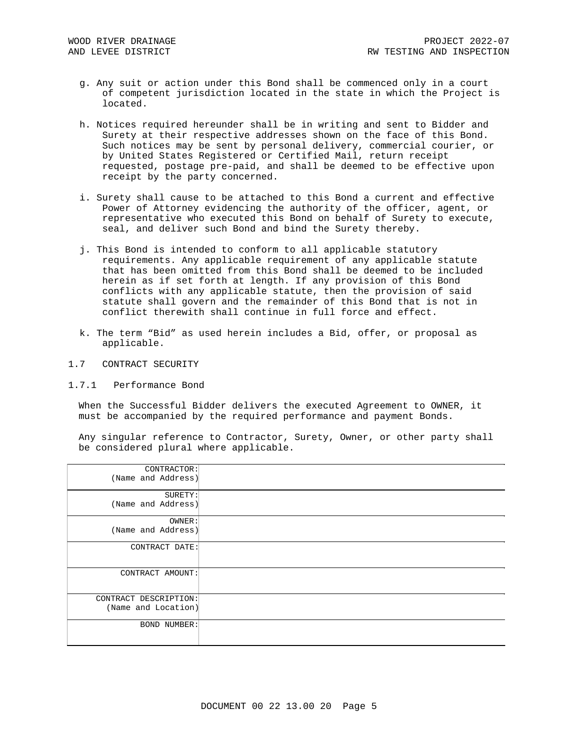g. Any suit or action under this Bond shall be commenced only in a court of competent jurisdiction located in the state in which the Project is located.

h. Notices required hereunder shall be in writing and sent to Bidder and Surety at their respective addresses shown on the face of this Bond. Such notices may be sent by personal delivery, commercial courier, or by United States Registered or Certified Mail, return receipt requested, postage pre-paid, and shall be deemed to be effective upon receipt by the party concerned.

i. Surety shall cause to be attached to this Bond a current and effective Power of Attorney evidencing the authority of the officer, agent, or representative who executed this Bond on behalf of Surety to execute, seal, and deliver such Bond and bind the Surety thereby.

j. This Bond is intended to conform to all applicable statutory requirements. Any applicable requirement of any applicable statute that has been omitted from this Bond shall be deemed to be included herein as if set forth at length. If any provision of this Bond conflicts with any applicable statute, then the provision of said statute shall govern and the remainder of this Bond that is not in conflict therewith shall continue in full force and effect.

k. The term “Bid” as used herein includes a Bid, offer, or proposal as applicable.

## 1.7 CONTRACT SECURITY

### 1.7.1 Performance Bond

When the Successful Bidder delivers the executed Agreement to OWNER, it must be accompanied by the required performance and payment Bonds.

Any singular reference to Contractor, Surety, Owner, or other party shall be considered plural where applicable.

| | |
|---|---|
| CONTRACTOR: (Name and Address) | |
| SURETY: (Name and Address) | |
| OWNER: (Name and Address) | |
| CONTRACT DATE: | |
| CONTRACT AMOUNT: | |
| CONTRACT DESCRIPTION: (Name and Location) | |
| BOND NUMBER: | |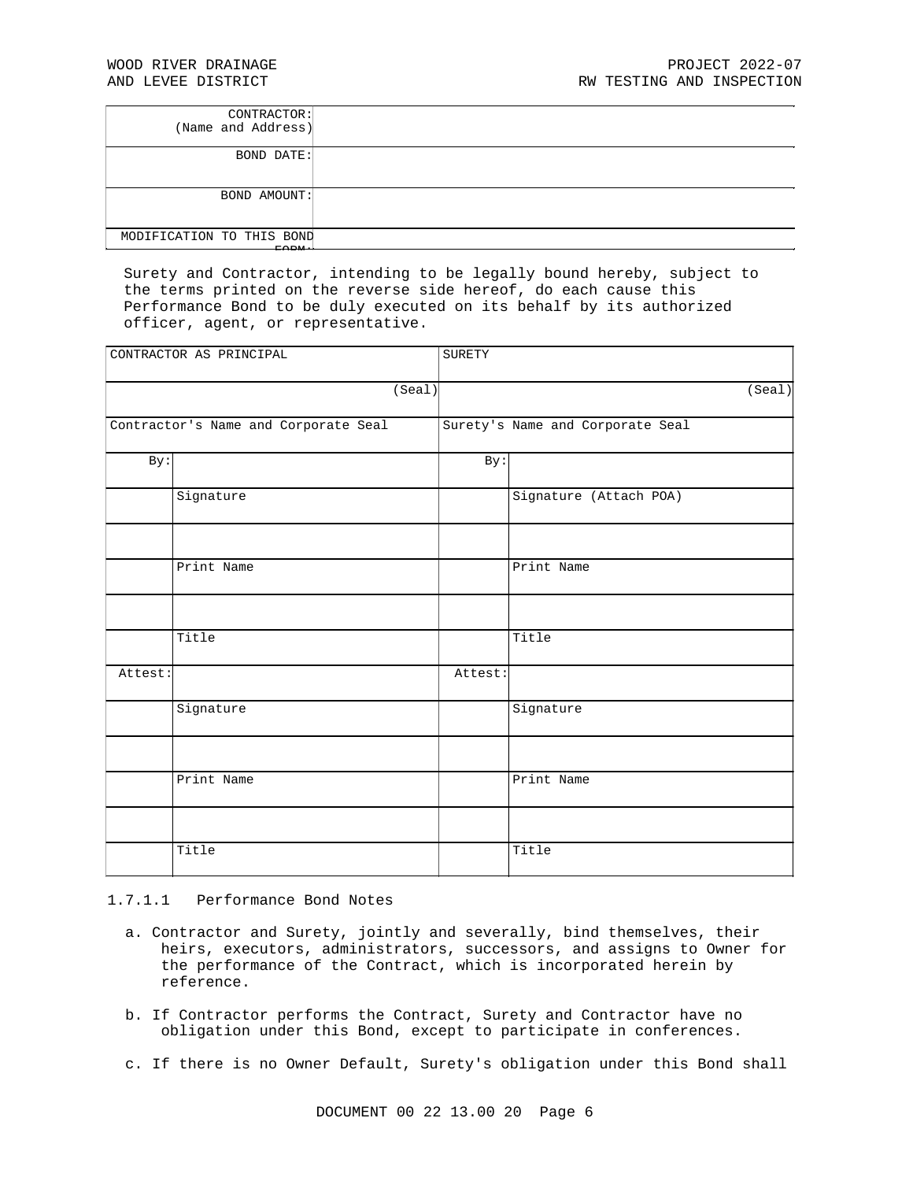| CONTRACTOR: (Name and Address) | |
|---|---|
| BOND DATE: | |
| BOND AMOUNT: | |
| MODIFICATION TO THIS BOND FORM: | |

Surety and Contractor, intending to be legally bound hereby, subject to the terms printed on the reverse side hereof, do each cause this Performance Bond to be duly executed on its behalf by its authorized officer, agent, or representative.

| CONTRACTOR AS PRINCIPAL | | SURETY | |
|---|---|---|---|
| | (Seal) | | (Seal) |
| Contractor's Name and Corporate Seal | | Surety's Name and Corporate Seal | |
| By: | | By: | |
| | Signature | | Signature (Attach POA) |
| | | | |
| | Print Name | | Print Name |
| | | | |
| | Title | | Title |
| Attest: | | Attest: | |
| | Signature | | Signature |
| | | | |
| | Print Name | | Print Name |
| | | | |
| | Title | | Title |

1.7.1.1 Performance Bond Notes

a. Contractor and Surety, jointly and severally, bind themselves, their heirs, executors, administrators, successors, and assigns to Owner for the performance of the Contract, which is incorporated herein by reference.

b. If Contractor performs the Contract, Surety and Contractor have no obligation under this Bond, except to participate in conferences.

c. If there is no Owner Default, Surety's obligation under this Bond shall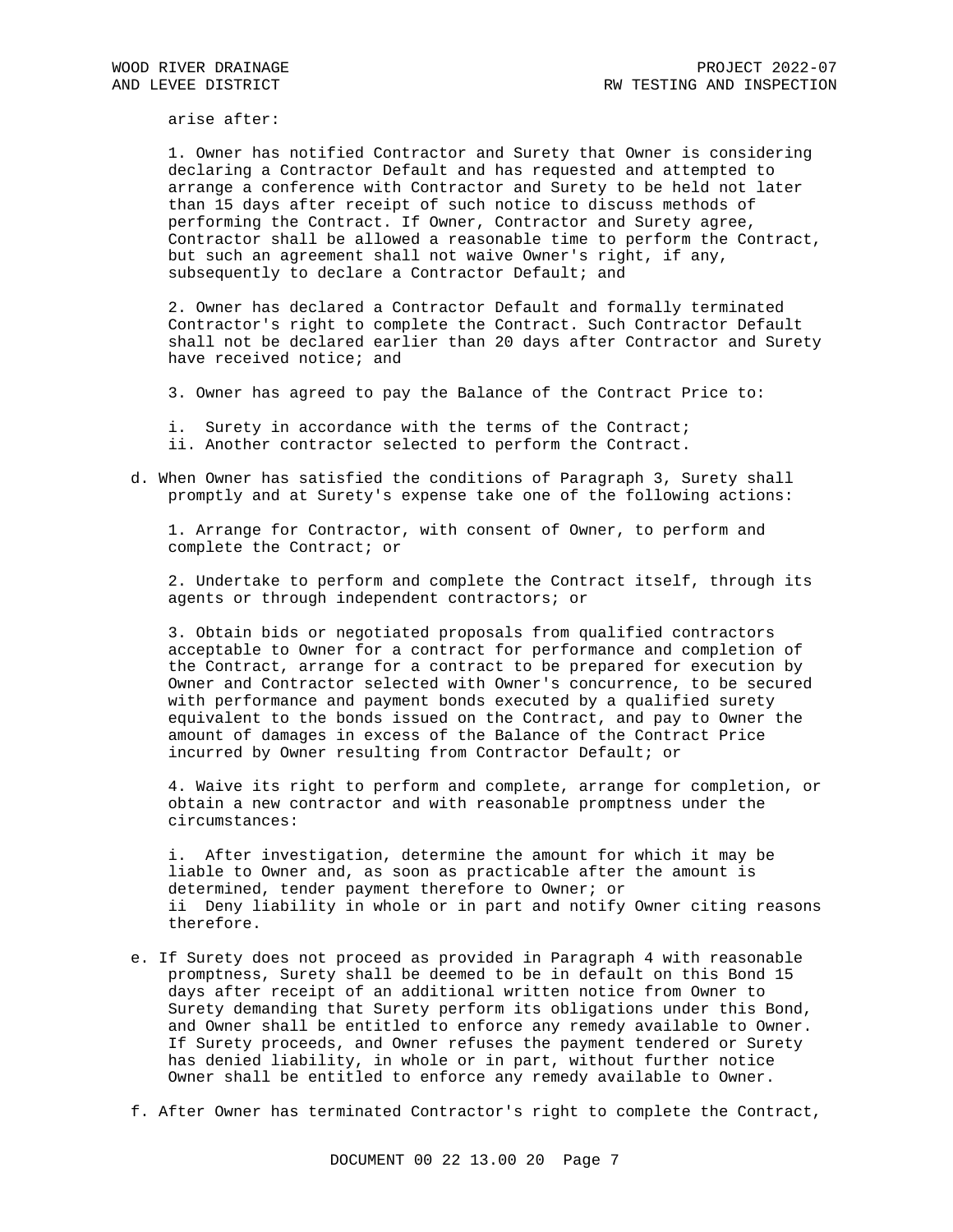arise after:

1. Owner has notified Contractor and Surety that Owner is considering declaring a Contractor Default and has requested and attempted to arrange a conference with Contractor and Surety to be held not later than 15 days after receipt of such notice to discuss methods of performing the Contract. If Owner, Contractor and Surety agree, Contractor shall be allowed a reasonable time to perform the Contract, but such an agreement shall not waive Owner's right, if any, subsequently to declare a Contractor Default; and

2. Owner has declared a Contractor Default and formally terminated Contractor's right to complete the Contract. Such Contractor Default shall not be declared earlier than 20 days after Contractor and Surety have received notice; and

3. Owner has agreed to pay the Balance of the Contract Price to:

i. Surety in accordance with the terms of the Contract;
ii. Another contractor selected to perform the Contract.

d. When Owner has satisfied the conditions of Paragraph 3, Surety shall promptly and at Surety's expense take one of the following actions:

1. Arrange for Contractor, with consent of Owner, to perform and complete the Contract; or

2. Undertake to perform and complete the Contract itself, through its agents or through independent contractors; or

3. Obtain bids or negotiated proposals from qualified contractors acceptable to Owner for a contract for performance and completion of the Contract, arrange for a contract to be prepared for execution by Owner and Contractor selected with Owner's concurrence, to be secured with performance and payment bonds executed by a qualified surety equivalent to the bonds issued on the Contract, and pay to Owner the amount of damages in excess of the Balance of the Contract Price incurred by Owner resulting from Contractor Default; or

4. Waive its right to perform and complete, arrange for completion, or obtain a new contractor and with reasonable promptness under the circumstances:

i. After investigation, determine the amount for which it may be liable to Owner and, as soon as practicable after the amount is determined, tender payment therefore to Owner; or
ii Deny liability in whole or in part and notify Owner citing reasons therefore.

e. If Surety does not proceed as provided in Paragraph 4 with reasonable promptness, Surety shall be deemed to be in default on this Bond 15 days after receipt of an additional written notice from Owner to Surety demanding that Surety perform its obligations under this Bond, and Owner shall be entitled to enforce any remedy available to Owner. If Surety proceeds, and Owner refuses the payment tendered or Surety has denied liability, in whole or in part, without further notice Owner shall be entitled to enforce any remedy available to Owner.

f. After Owner has terminated Contractor's right to complete the Contract,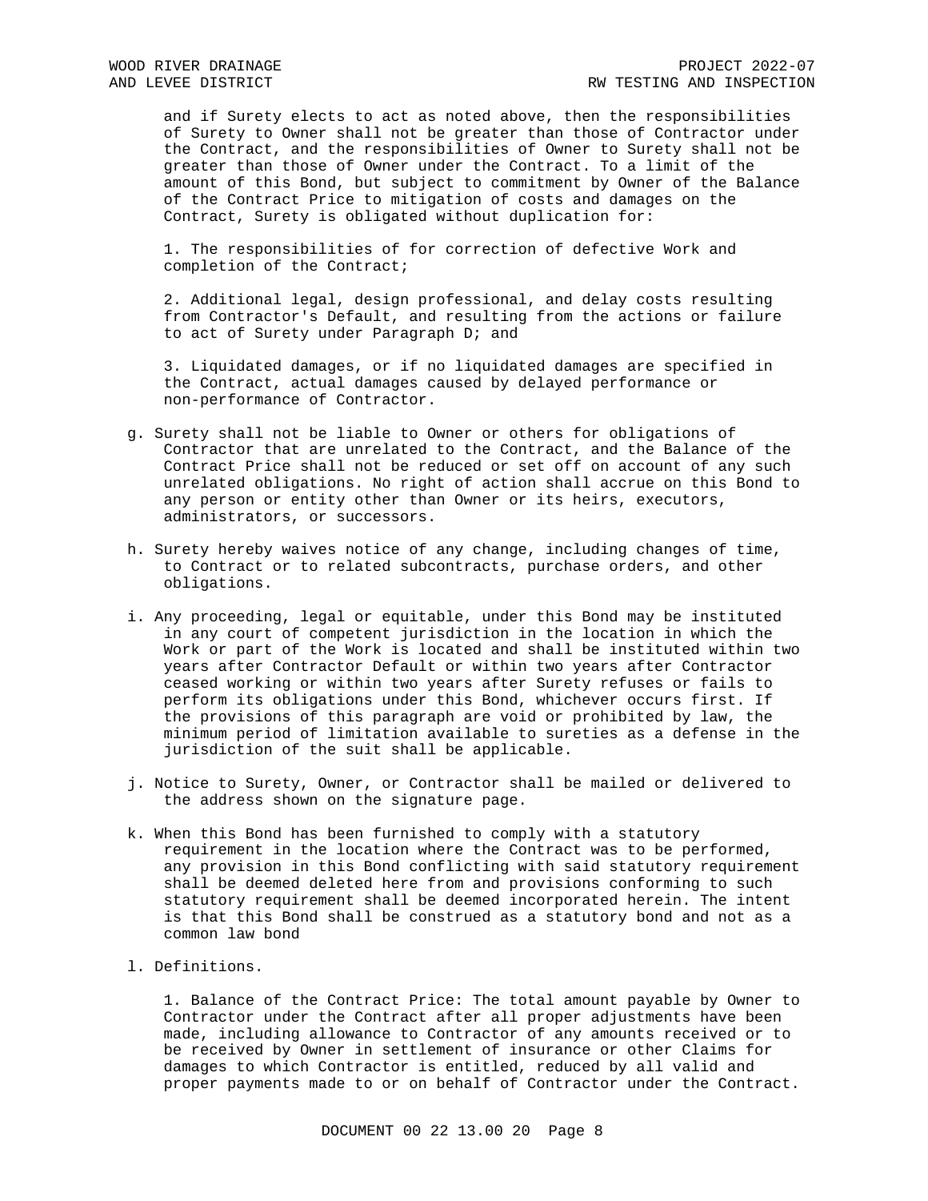and if Surety elects to act as noted above, then the responsibilities of Surety to Owner shall not be greater than those of Contractor under the Contract, and the responsibilities of Owner to Surety shall not be greater than those of Owner under the Contract. To a limit of the amount of this Bond, but subject to commitment by Owner of the Balance of the Contract Price to mitigation of costs and damages on the Contract, Surety is obligated without duplication for:

1. The responsibilities of for correction of defective Work and completion of the Contract;

2. Additional legal, design professional, and delay costs resulting from Contractor's Default, and resulting from the actions or failure to act of Surety under Paragraph D; and

3. Liquidated damages, or if no liquidated damages are specified in the Contract, actual damages caused by delayed performance or non-performance of Contractor.

g. Surety shall not be liable to Owner or others for obligations of Contractor that are unrelated to the Contract, and the Balance of the Contract Price shall not be reduced or set off on account of any such unrelated obligations. No right of action shall accrue on this Bond to any person or entity other than Owner or its heirs, executors, administrators, or successors.

h. Surety hereby waives notice of any change, including changes of time, to Contract or to related subcontracts, purchase orders, and other obligations.

i. Any proceeding, legal or equitable, under this Bond may be instituted in any court of competent jurisdiction in the location in which the Work or part of the Work is located and shall be instituted within two years after Contractor Default or within two years after Contractor ceased working or within two years after Surety refuses or fails to perform its obligations under this Bond, whichever occurs first. If the provisions of this paragraph are void or prohibited by law, the minimum period of limitation available to sureties as a defense in the jurisdiction of the suit shall be applicable.

j. Notice to Surety, Owner, or Contractor shall be mailed or delivered to the address shown on the signature page.

k. When this Bond has been furnished to comply with a statutory requirement in the location where the Contract was to be performed, any provision in this Bond conflicting with said statutory requirement shall be deemed deleted here from and provisions conforming to such statutory requirement shall be deemed incorporated herein. The intent is that this Bond shall be construed as a statutory bond and not as a common law bond

l. Definitions.

1. Balance of the Contract Price: The total amount payable by Owner to Contractor under the Contract after all proper adjustments have been made, including allowance to Contractor of any amounts received or to be received by Owner in settlement of insurance or other Claims for damages to which Contractor is entitled, reduced by all valid and proper payments made to or on behalf of Contractor under the Contract.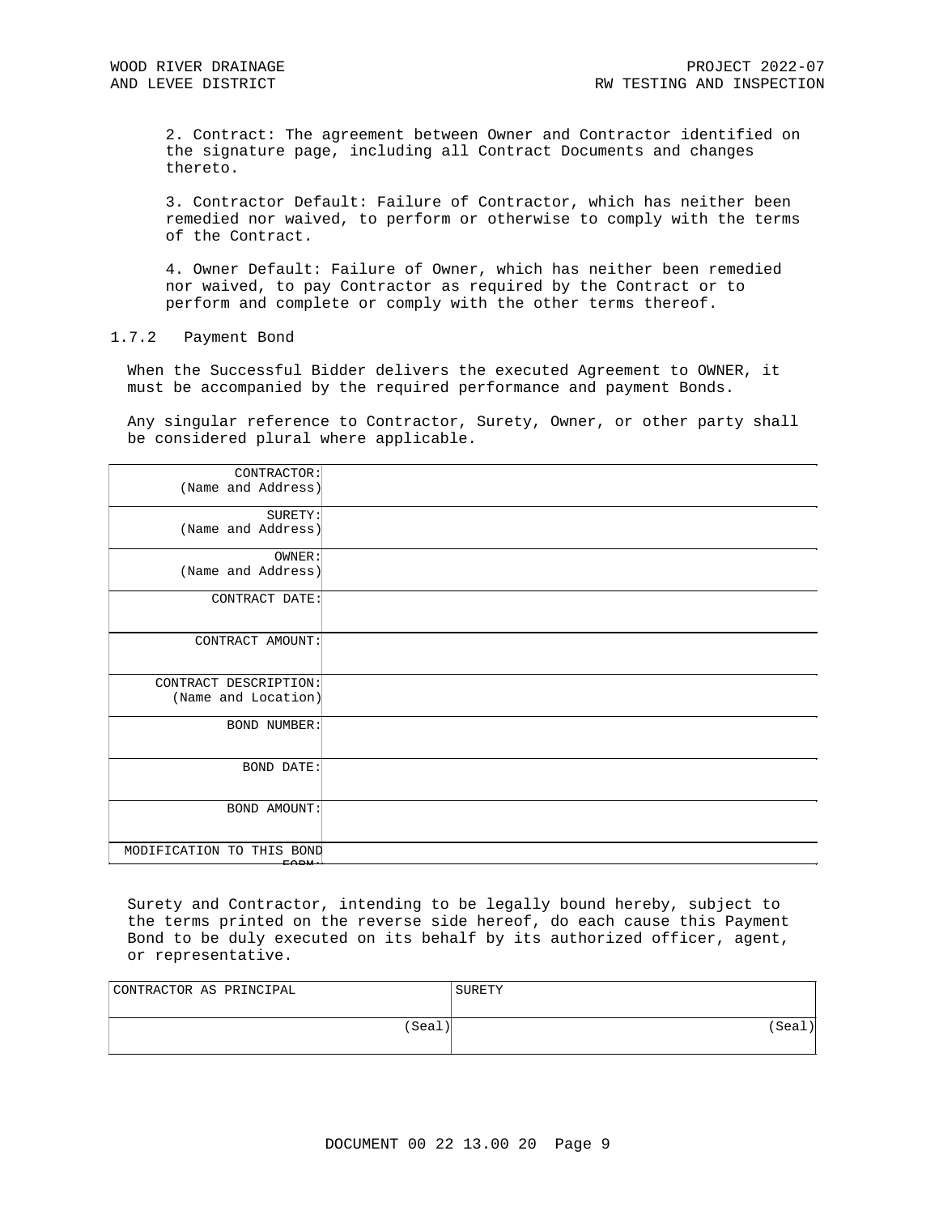2. Contract: The agreement between Owner and Contractor identified on the signature page, including all Contract Documents and changes thereto.

3. Contractor Default: Failure of Contractor, which has neither been remedied nor waived, to perform or otherwise to comply with the terms of the Contract.

4. Owner Default: Failure of Owner, which has neither been remedied nor waived, to pay Contractor as required by the Contract or to perform and complete or comply with the other terms thereof.

1.7.2 Payment Bond

When the Successful Bidder delivers the executed Agreement to OWNER, it must be accompanied by the required performance and payment Bonds.

Any singular reference to Contractor, Surety, Owner, or other party shall be considered plural where applicable.

| | |
|---|---|
| CONTRACTOR: (Name and Address) | |
| SURETY: (Name and Address) | |
| OWNER: (Name and Address) | |
| CONTRACT DATE: | |
| CONTRACT AMOUNT: | |
| CONTRACT DESCRIPTION: (Name and Location) | |
| BOND NUMBER: | |
| BOND DATE: | |
| BOND AMOUNT: | |
| MODIFICATION TO THIS BOND FORM: | |

Surety and Contractor, intending to be legally bound hereby, subject to the terms printed on the reverse side hereof, do each cause this Payment Bond to be duly executed on its behalf by its authorized officer, agent, or representative.

| CONTRACTOR AS PRINCIPAL | SURETY |
|---|---|
| (Seal) | (Seal) |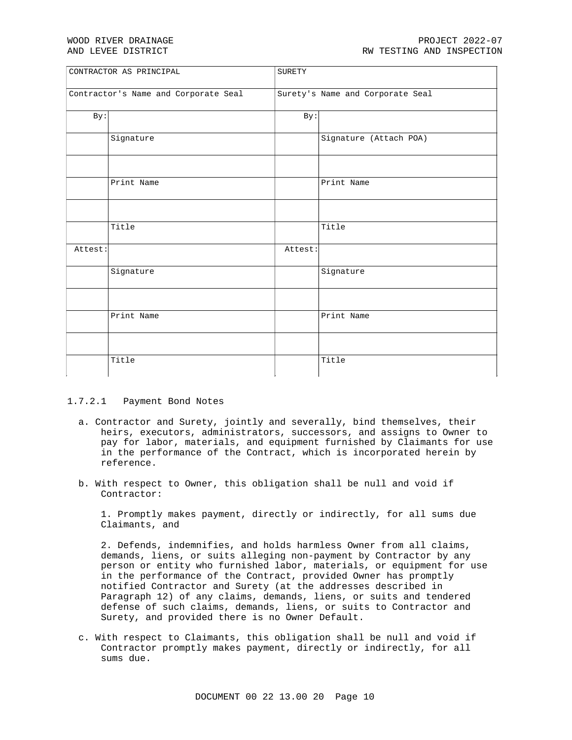| CONTRACTOR AS PRINCIPAL | | SURETY | |
|---|---|---|---|
| Contractor's Name and Corporate Seal | | Surety's Name and Corporate Seal | |
| By: | | By: | |
| | Signature | | Signature (Attach POA) |
| | | | |
| | Print Name | | Print Name |
| | | | |
| | Title | | Title |
| Attest: | | Attest: | |
| | Signature | | Signature |
| | | | |
| | Print Name | | Print Name |
| | | | |
| | Title | | Title |

1.7.2.1 Payment Bond Notes

a. Contractor and Surety, jointly and severally, bind themselves, their heirs, executors, administrators, successors, and assigns to Owner to pay for labor, materials, and equipment furnished by Claimants for use in the performance of the Contract, which is incorporated herein by reference.

b. With respect to Owner, this obligation shall be null and void if Contractor:

1. Promptly makes payment, directly or indirectly, for all sums due Claimants, and

2. Defends, indemnifies, and holds harmless Owner from all claims, demands, liens, or suits alleging non-payment by Contractor by any person or entity who furnished labor, materials, or equipment for use in the performance of the Contract, provided Owner has promptly notified Contractor and Surety (at the addresses described in Paragraph 12) of any claims, demands, liens, or suits and tendered defense of such claims, demands, liens, or suits to Contractor and Surety, and provided there is no Owner Default.

c. With respect to Claimants, this obligation shall be null and void if Contractor promptly makes payment, directly or indirectly, for all sums due.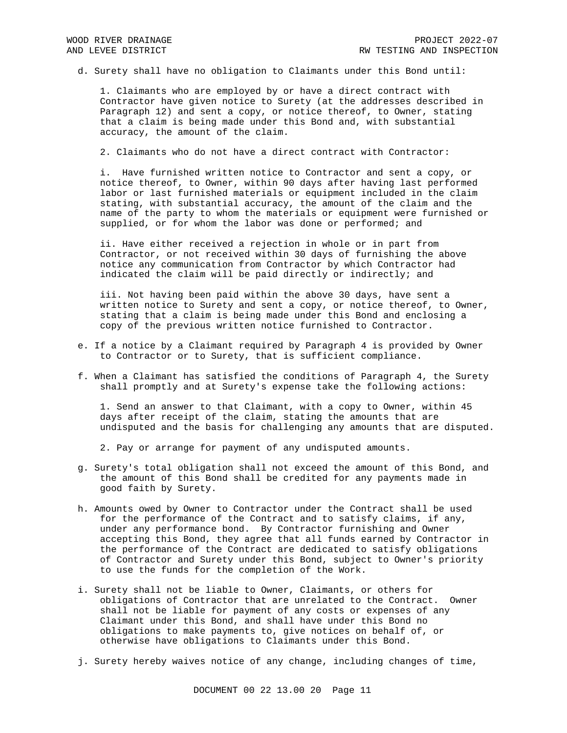d. Surety shall have no obligation to Claimants under this Bond until:

1. Claimants who are employed by or have a direct contract with Contractor have given notice to Surety (at the addresses described in Paragraph 12) and sent a copy, or notice thereof, to Owner, stating that a claim is being made under this Bond and, with substantial accuracy, the amount of the claim.

2. Claimants who do not have a direct contract with Contractor:

i. Have furnished written notice to Contractor and sent a copy, or notice thereof, to Owner, within 90 days after having last performed labor or last furnished materials or equipment included in the claim stating, with substantial accuracy, the amount of the claim and the name of the party to whom the materials or equipment were furnished or supplied, or for whom the labor was done or performed; and

ii. Have either received a rejection in whole or in part from Contractor, or not received within 30 days of furnishing the above notice any communication from Contractor by which Contractor had indicated the claim will be paid directly or indirectly; and

iii. Not having been paid within the above 30 days, have sent a written notice to Surety and sent a copy, or notice thereof, to Owner, stating that a claim is being made under this Bond and enclosing a copy of the previous written notice furnished to Contractor.

e. If a notice by a Claimant required by Paragraph 4 is provided by Owner to Contractor or to Surety, that is sufficient compliance.

f. When a Claimant has satisfied the conditions of Paragraph 4, the Surety shall promptly and at Surety's expense take the following actions:

1. Send an answer to that Claimant, with a copy to Owner, within 45 days after receipt of the claim, stating the amounts that are undisputed and the basis for challenging any amounts that are disputed.

2. Pay or arrange for payment of any undisputed amounts.

g. Surety's total obligation shall not exceed the amount of this Bond, and the amount of this Bond shall be credited for any payments made in good faith by Surety.

h. Amounts owed by Owner to Contractor under the Contract shall be used for the performance of the Contract and to satisfy claims, if any, under any performance bond. By Contractor furnishing and Owner accepting this Bond, they agree that all funds earned by Contractor in the performance of the Contract are dedicated to satisfy obligations of Contractor and Surety under this Bond, subject to Owner's priority to use the funds for the completion of the Work.

i. Surety shall not be liable to Owner, Claimants, or others for obligations of Contractor that are unrelated to the Contract. Owner shall not be liable for payment of any costs or expenses of any Claimant under this Bond, and shall have under this Bond no obligations to make payments to, give notices on behalf of, or otherwise have obligations to Claimants under this Bond.

j. Surety hereby waives notice of any change, including changes of time,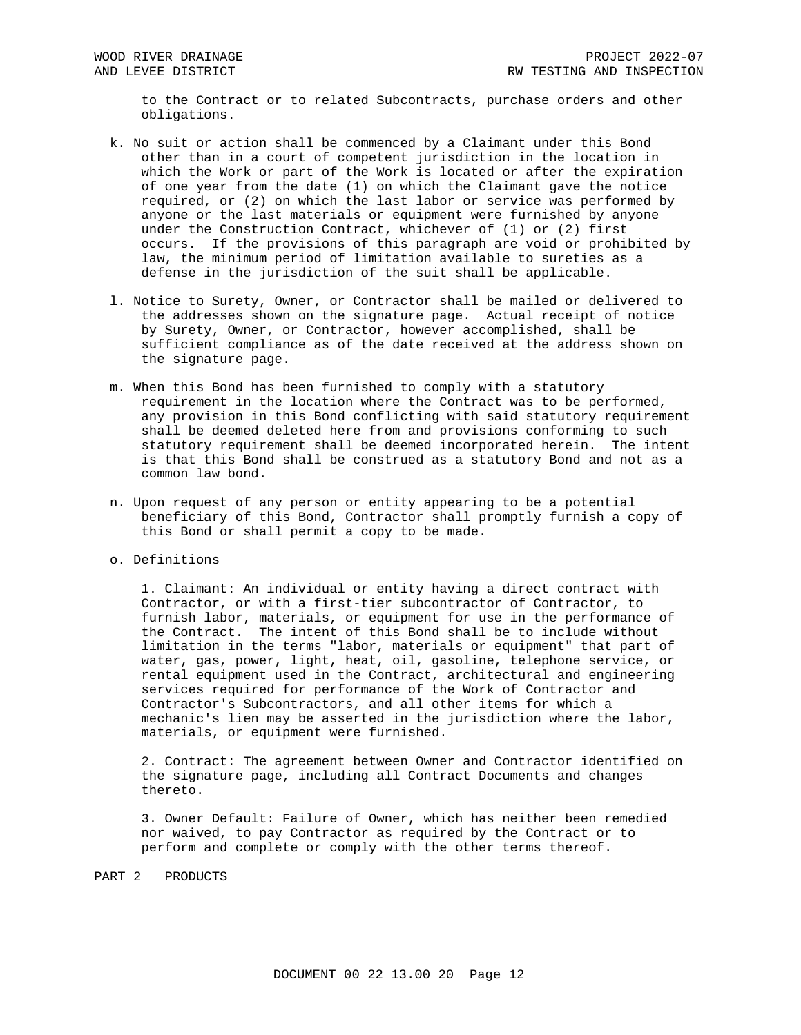to the Contract or to related Subcontracts, purchase orders and other obligations.

k. No suit or action shall be commenced by a Claimant under this Bond other than in a court of competent jurisdiction in the location in which the Work or part of the Work is located or after the expiration of one year from the date (1) on which the Claimant gave the notice required, or (2) on which the last labor or service was performed by anyone or the last materials or equipment were furnished by anyone under the Construction Contract, whichever of (1) or (2) first occurs. If the provisions of this paragraph are void or prohibited by law, the minimum period of limitation available to sureties as a defense in the jurisdiction of the suit shall be applicable.

l. Notice to Surety, Owner, or Contractor shall be mailed or delivered to the addresses shown on the signature page. Actual receipt of notice by Surety, Owner, or Contractor, however accomplished, shall be sufficient compliance as of the date received at the address shown on the signature page.

m. When this Bond has been furnished to comply with a statutory requirement in the location where the Contract was to be performed, any provision in this Bond conflicting with said statutory requirement shall be deemed deleted here from and provisions conforming to such statutory requirement shall be deemed incorporated herein. The intent is that this Bond shall be construed as a statutory Bond and not as a common law bond.

n. Upon request of any person or entity appearing to be a potential beneficiary of this Bond, Contractor shall promptly furnish a copy of this Bond or shall permit a copy to be made.

o. Definitions

1. Claimant: An individual or entity having a direct contract with Contractor, or with a first-tier subcontractor of Contractor, to furnish labor, materials, or equipment for use in the performance of the Contract. The intent of this Bond shall be to include without limitation in the terms "labor, materials or equipment" that part of water, gas, power, light, heat, oil, gasoline, telephone service, or rental equipment used in the Contract, architectural and engineering services required for performance of the Work of Contractor and Contractor's Subcontractors, and all other items for which a mechanic's lien may be asserted in the jurisdiction where the labor, materials, or equipment were furnished.

2. Contract: The agreement between Owner and Contractor identified on the signature page, including all Contract Documents and changes thereto.

3. Owner Default: Failure of Owner, which has neither been remedied nor waived, to pay Contractor as required by the Contract or to perform and complete or comply with the other terms thereof.

PART 2 PRODUCTS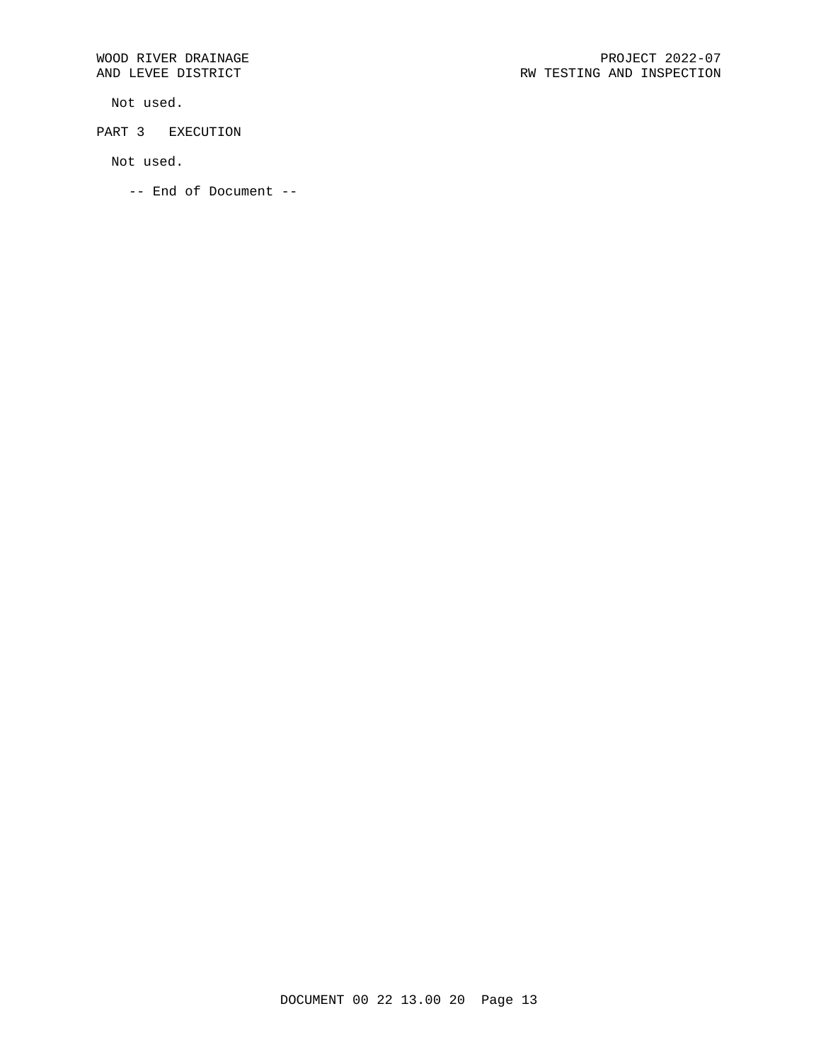Not used.

## PART 3 EXECUTION

Not used.

-- End of Document --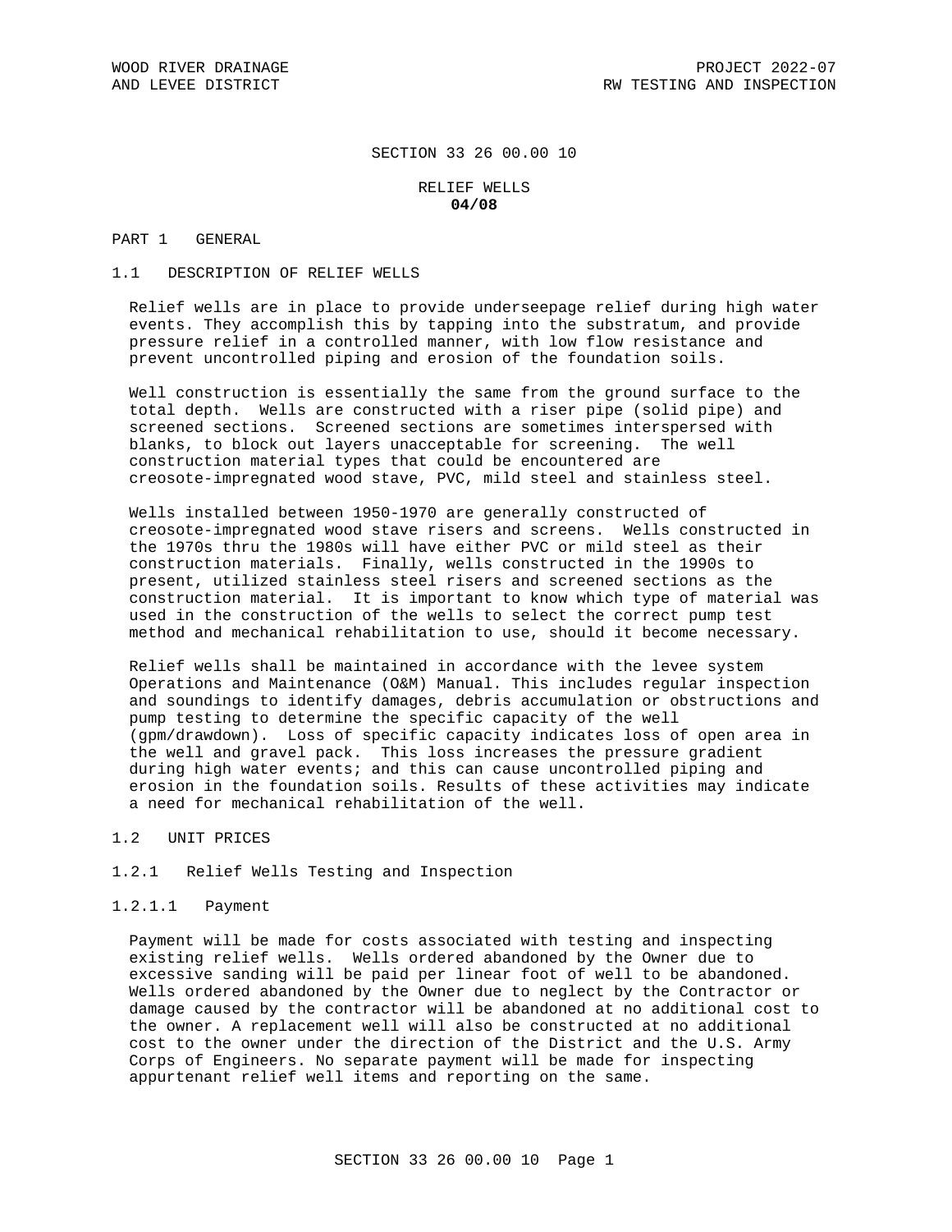# SECTION 33 26 00.00 10

## RELIEF WELLS

**04/08**

## PART 1 GENERAL

### 1.1 DESCRIPTION OF RELIEF WELLS

Relief wells are in place to provide underseepage relief during high water events. They accomplish this by tapping into the substratum, and provide pressure relief in a controlled manner, with low flow resistance and prevent uncontrolled piping and erosion of the foundation soils.

Well construction is essentially the same from the ground surface to the total depth. Wells are constructed with a riser pipe (solid pipe) and screened sections. Screened sections are sometimes interspersed with blanks, to block out layers unacceptable for screening. The well construction material types that could be encountered are creosote-impregnated wood stave, PVC, mild steel and stainless steel.

Wells installed between 1950-1970 are generally constructed of creosote-impregnated wood stave risers and screens. Wells constructed in the 1970s thru the 1980s will have either PVC or mild steel as their construction materials. Finally, wells constructed in the 1990s to present, utilized stainless steel risers and screened sections as the construction material. It is important to know which type of material was used in the construction of the wells to select the correct pump test method and mechanical rehabilitation to use, should it become necessary.

Relief wells shall be maintained in accordance with the levee system Operations and Maintenance (O&M) Manual. This includes regular inspection and soundings to identify damages, debris accumulation or obstructions and pump testing to determine the specific capacity of the well (gpm/drawdown). Loss of specific capacity indicates loss of open area in the well and gravel pack. This loss increases the pressure gradient during high water events; and this can cause uncontrolled piping and erosion in the foundation soils. Results of these activities may indicate a need for mechanical rehabilitation of the well.

### 1.2 UNIT PRICES

#### 1.2.1 Relief Wells Testing and Inspection

##### 1.2.1.1 Payment

Payment will be made for costs associated with testing and inspecting existing relief wells. Wells ordered abandoned by the Owner due to excessive sanding will be paid per linear foot of well to be abandoned. Wells ordered abandoned by the Owner due to neglect by the Contractor or damage caused by the contractor will be abandoned at no additional cost to the owner. A replacement well will also be constructed at no additional cost to the owner under the direction of the District and the U.S. Army Corps of Engineers. No separate payment will be made for inspecting appurtenant relief well items and reporting on the same.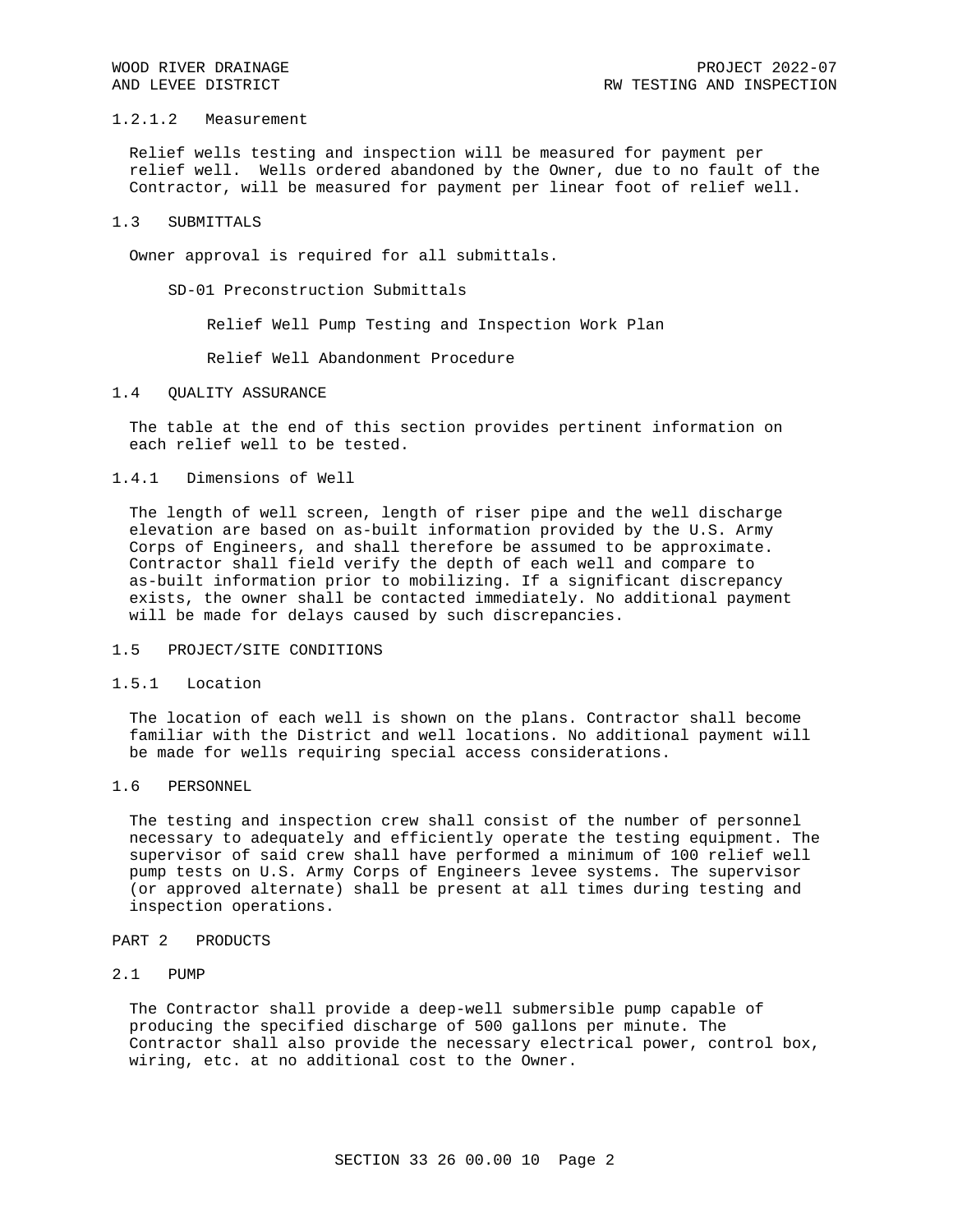#### 1.2.1.2 Measurement

Relief wells testing and inspection will be measured for payment per relief well. Wells ordered abandoned by the Owner, due to no fault of the Contractor, will be measured for payment per linear foot of relief well.

## 1.3 SUBMITTALS

Owner approval is required for all submittals.

SD-01 Preconstruction Submittals

Relief Well Pump Testing and Inspection Work Plan

Relief Well Abandonment Procedure

## 1.4 QUALITY ASSURANCE

The table at the end of this section provides pertinent information on each relief well to be tested.

### 1.4.1 Dimensions of Well

The length of well screen, length of riser pipe and the well discharge elevation are based on as-built information provided by the U.S. Army Corps of Engineers, and shall therefore be assumed to be approximate. Contractor shall field verify the depth of each well and compare to as-built information prior to mobilizing. If a significant discrepancy exists, the owner shall be contacted immediately. No additional payment will be made for delays caused by such discrepancies.

## 1.5 PROJECT/SITE CONDITIONS

### 1.5.1 Location

The location of each well is shown on the plans. Contractor shall become familiar with the District and well locations. No additional payment will be made for wells requiring special access considerations.

## 1.6 PERSONNEL

The testing and inspection crew shall consist of the number of personnel necessary to adequately and efficiently operate the testing equipment. The supervisor of said crew shall have performed a minimum of 100 relief well pump tests on U.S. Army Corps of Engineers levee systems. The supervisor (or approved alternate) shall be present at all times during testing and inspection operations.

# PART 2 PRODUCTS

## 2.1 PUMP

The Contractor shall provide a deep-well submersible pump capable of producing the specified discharge of 500 gallons per minute. The Contractor shall also provide the necessary electrical power, control box, wiring, etc. at no additional cost to the Owner.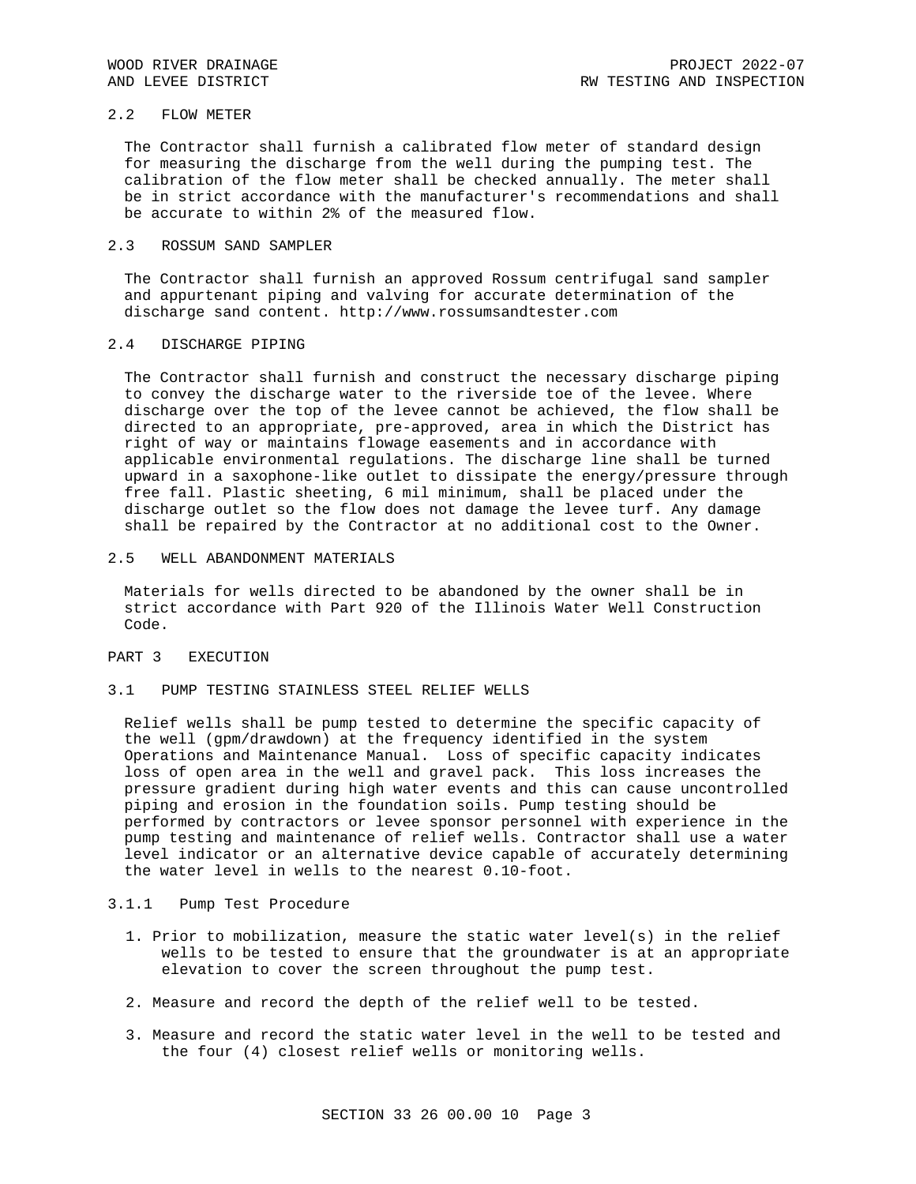## 2.2 FLOW METER

The Contractor shall furnish a calibrated flow meter of standard design for measuring the discharge from the well during the pumping test. The calibration of the flow meter shall be checked annually. The meter shall be in strict accordance with the manufacturer's recommendations and shall be accurate to within 2% of the measured flow.

## 2.3 ROSSUM SAND SAMPLER

The Contractor shall furnish an approved Rossum centrifugal sand sampler and appurtenant piping and valving for accurate determination of the discharge sand content. http://www.rossumsandtester.com

## 2.4 DISCHARGE PIPING

The Contractor shall furnish and construct the necessary discharge piping to convey the discharge water to the riverside toe of the levee. Where discharge over the top of the levee cannot be achieved, the flow shall be directed to an appropriate, pre-approved, area in which the District has right of way or maintains flowage easements and in accordance with applicable environmental regulations. The discharge line shall be turned upward in a saxophone-like outlet to dissipate the energy/pressure through free fall. Plastic sheeting, 6 mil minimum, shall be placed under the discharge outlet so the flow does not damage the levee turf. Any damage shall be repaired by the Contractor at no additional cost to the Owner.

## 2.5 WELL ABANDONMENT MATERIALS

Materials for wells directed to be abandoned by the owner shall be in strict accordance with Part 920 of the Illinois Water Well Construction Code.

# PART 3 EXECUTION

## 3.1 PUMP TESTING STAINLESS STEEL RELIEF WELLS

Relief wells shall be pump tested to determine the specific capacity of the well (gpm/drawdown) at the frequency identified in the system Operations and Maintenance Manual. Loss of specific capacity indicates loss of open area in the well and gravel pack. This loss increases the pressure gradient during high water events and this can cause uncontrolled piping and erosion in the foundation soils. Pump testing should be performed by contractors or levee sponsor personnel with experience in the pump testing and maintenance of relief wells. Contractor shall use a water level indicator or an alternative device capable of accurately determining the water level in wells to the nearest 0.10-foot.

### 3.1.1 Pump Test Procedure

1. Prior to mobilization, measure the static water level(s) in the relief wells to be tested to ensure that the groundwater is at an appropriate elevation to cover the screen throughout the pump test.

2. Measure and record the depth of the relief well to be tested.

3. Measure and record the static water level in the well to be tested and the four (4) closest relief wells or monitoring wells.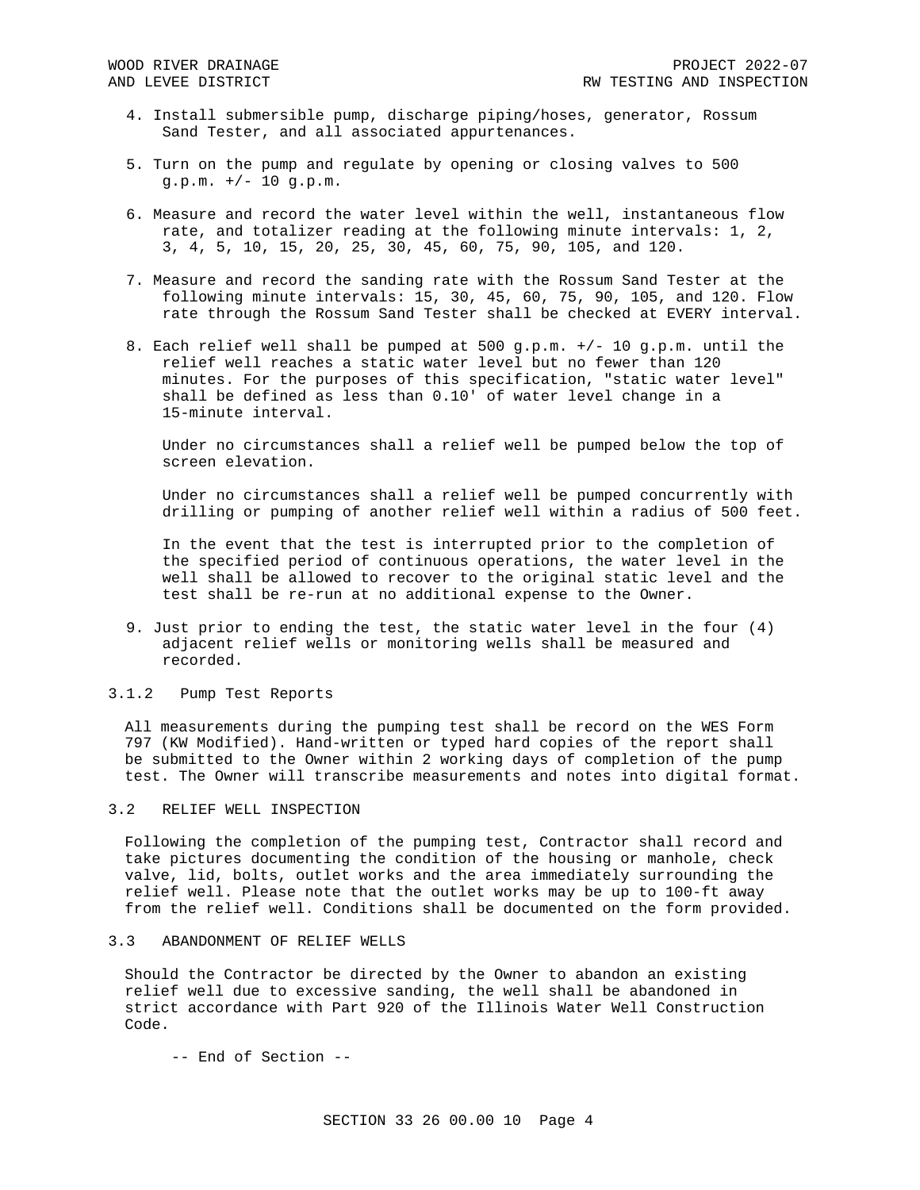4. Install submersible pump, discharge piping/hoses, generator, Rossum Sand Tester, and all associated appurtenances.

5. Turn on the pump and regulate by opening or closing valves to 500 g.p.m. +/- 10 g.p.m.

6. Measure and record the water level within the well, instantaneous flow rate, and totalizer reading at the following minute intervals: 1, 2, 3, 4, 5, 10, 15, 20, 25, 30, 45, 60, 75, 90, 105, and 120.

7. Measure and record the sanding rate with the Rossum Sand Tester at the following minute intervals: 15, 30, 45, 60, 75, 90, 105, and 120. Flow rate through the Rossum Sand Tester shall be checked at EVERY interval.

8. Each relief well shall be pumped at 500 g.p.m. +/- 10 g.p.m. until the relief well reaches a static water level but no fewer than 120 minutes. For the purposes of this specification, "static water level" shall be defined as less than 0.10' of water level change in a 15-minute interval.

   Under no circumstances shall a relief well be pumped below the top of screen elevation.

   Under no circumstances shall a relief well be pumped concurrently with drilling or pumping of another relief well within a radius of 500 feet.

   In the event that the test is interrupted prior to the completion of the specified period of continuous operations, the water level in the well shall be allowed to recover to the original static level and the test shall be re-run at no additional expense to the Owner.

9. Just prior to ending the test, the static water level in the four (4) adjacent relief wells or monitoring wells shall be measured and recorded.

### 3.1.2 Pump Test Reports

All measurements during the pumping test shall be record on the WES Form 797 (KW Modified). Hand-written or typed hard copies of the report shall be submitted to the Owner within 2 working days of completion of the pump test. The Owner will transcribe measurements and notes into digital format.

## 3.2 RELIEF WELL INSPECTION

Following the completion of the pumping test, Contractor shall record and take pictures documenting the condition of the housing or manhole, check valve, lid, bolts, outlet works and the area immediately surrounding the relief well. Please note that the outlet works may be up to 100-ft away from the relief well. Conditions shall be documented on the form provided.

## 3.3 ABANDONMENT OF RELIEF WELLS

Should the Contractor be directed by the Owner to abandon an existing relief well due to excessive sanding, the well shall be abandoned in strict accordance with Part 920 of the Illinois Water Well Construction Code.

-- End of Section --